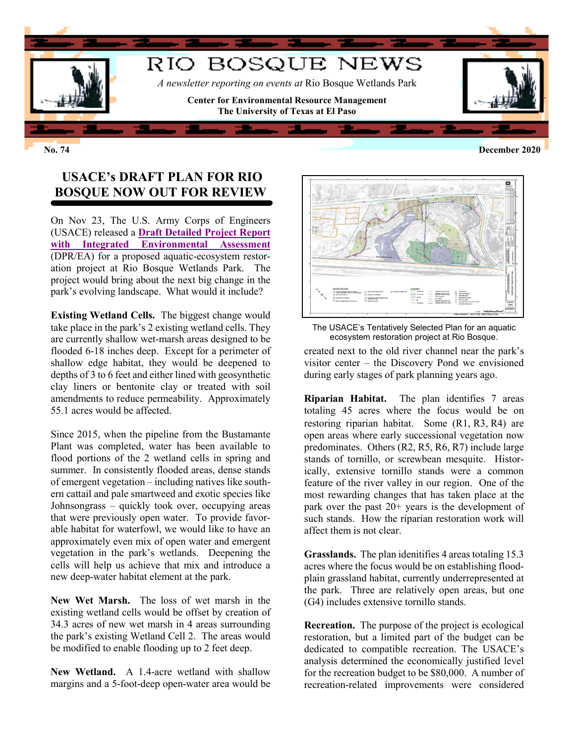# RIO BOSQUE NEWS

*A newsletter reporting on events at* Rio Bosque Wetlands Park

**Center for Environmental Resource Management**
**The University of Texas at El Paso**

**No. 74** **December 2020**

## USACE's DRAFT PLAN FOR RIO BOSQUE NOW OUT FOR REVIEW

On Nov 23, The U.S. Army Corps of Engineers (USACE) released a **Draft Detailed Project Report with Integrated Environmental Assessment** (DPR/EA) for a proposed aquatic-ecosystem restoration project at Rio Bosque Wetlands Park. The project would bring about the next big change in the park's evolving landscape. What would it include?

**Existing Wetland Cells.** The biggest change would take place in the park's 2 existing wetland cells. They are currently shallow wet-marsh areas designed to be flooded 6-18 inches deep. Except for a perimeter of shallow edge habitat, they would be deepened to depths of 3 to 6 feet and either lined with geosynthetic clay liners or bentonite clay or treated with soil amendments to reduce permeability. Approximately 55.1 acres would be affected.

Since 2015, when the pipeline from the Bustamante Plant was completed, water has been available to flood portions of the 2 wetland cells in spring and summer. In consistently flooded areas, dense stands of emergent vegetation – including natives like southern cattail and pale smartweed and exotic species like Johnsongrass – quickly took over, occupying areas that were previously open water. To provide favorable habitat for waterfowl, we would like to have an approximately even mix of open water and emergent vegetation in the park's wetlands. Deepening the cells will help us achieve that mix and introduce a new deep-water habitat element at the park.

**New Wet Marsh.** The loss of wet marsh in the existing wetland cells would be offset by creation of 34.3 acres of new wet marsh in 4 areas surrounding the park's existing Wetland Cell 2. The areas would be modified to enable flooding up to 2 feet deep.

**New Wetland.** A 1.4-acre wetland with shallow margins and a 5-foot-deep open-water area would be created next to the old river channel near the park's visitor center – the Discovery Pond we envisioned during early stages of park planning years ago.

The USACE's Tentatively Selected Plan for an aquatic ecosystem restoration project at Rio Bosque.

**Riparian Habitat.** The plan identifies 7 areas totaling 45 acres where the focus would be on restoring riparian habitat. Some (R1, R3, R4) are open areas where early successional vegetation now predominates. Others (R2, R5, R6, R7) include large stands of tornillo, or screwbean mesquite. Historically, extensive tornillo stands were a common feature of the river valley in our region. One of the most rewarding changes that has taken place at the park over the past 20+ years is the development of such stands. How the riparian restoration work will affect them is not clear.

**Grasslands.** The plan ideinitifies 4 areas totaling 15.3 acres where the focus would be on establishing floodplain grassland habitat, currently underrepresented at the park. Three are relatively open areas, but one (G4) includes extensive tornillo stands.

**Recreation.** The purpose of the project is ecological restoration, but a limited part of the budget can be dedicated to compatible recreation. The USACE's analysis determined the economically justified level for the recreation budget to be $80,000. A number of recreation-related improvements were considered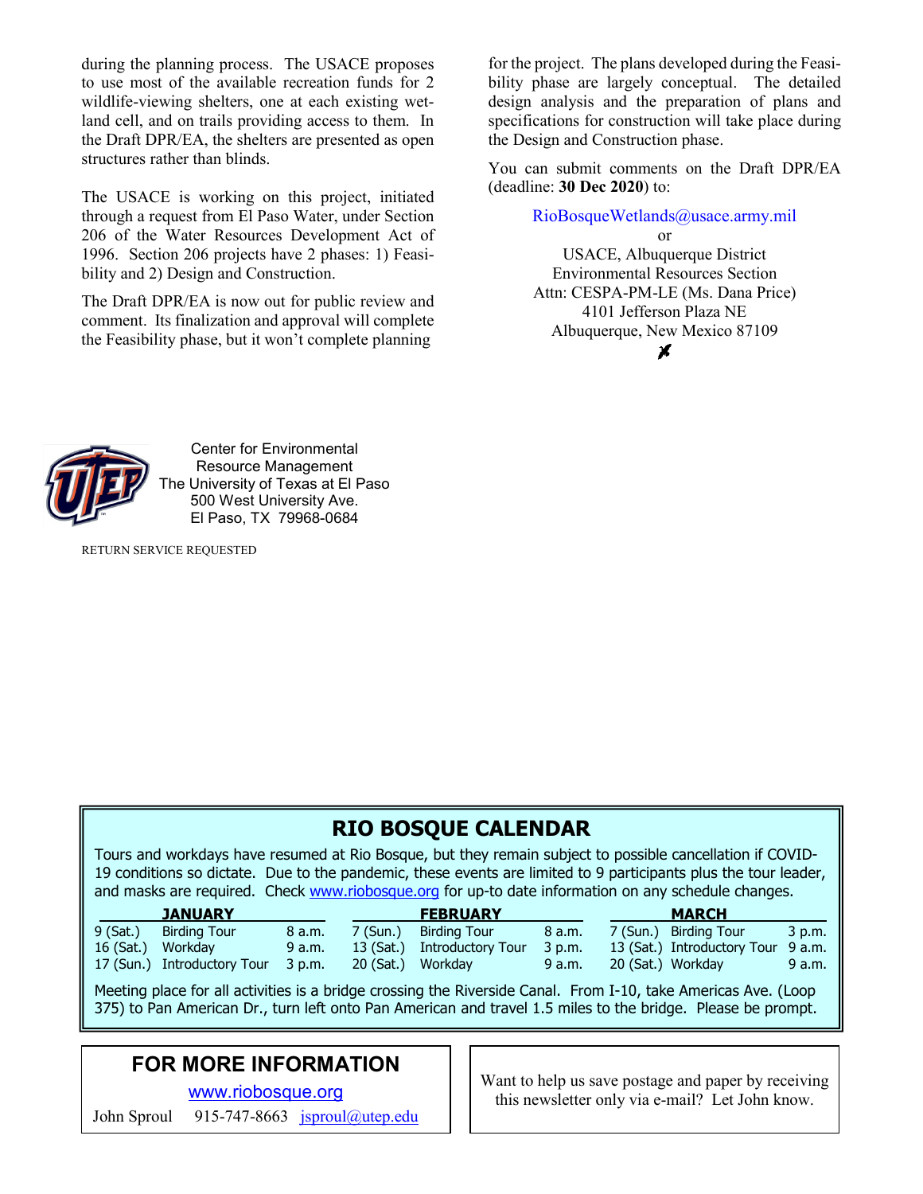during the planning process. The USACE proposes to use most of the available recreation funds for 2 wildlife-viewing shelters, one at each existing wetland cell, and on trails providing access to them. In the Draft DPR/EA, the shelters are presented as open structures rather than blinds.

The USACE is working on this project, initiated through a request from El Paso Water, under Section 206 of the Water Resources Development Act of 1996. Section 206 projects have 2 phases: 1) Feasibility and 2) Design and Construction.

The Draft DPR/EA is now out for public review and comment. Its finalization and approval will complete the Feasibility phase, but it won't complete planning for the project. The plans developed during the Feasibility phase are largely conceptual. The detailed design analysis and the preparation of plans and specifications for construction will take place during the Design and Construction phase.

You can submit comments on the Draft DPR/EA (deadline: **30 Dec 2020**) to:

RioBosqueWetlands@usace.army.mil
or
USACE, Albuquerque District
Environmental Resources Section
Attn: CESPA-PM-LE (Ms. Dana Price)
4101 Jefferson Plaza NE
Albuquerque, New Mexico 87109

Center for Environmental Resource Management
The University of Texas at El Paso
500 West University Ave.
El Paso, TX 79968-0684

RETURN SERVICE REQUESTED

## RIO BOSQUE CALENDAR

Tours and workdays have resumed at Rio Bosque, but they remain subject to possible cancellation if COVID-19 conditions so dictate. Due to the pandemic, these events are limited to 9 participants plus the tour leader, and masks are required. Check www.riobosque.org for up-to date information on any schedule changes.

| JANUARY | | | FEBRUARY | | | MARCH | | |
|---|---|---|---|---|---|---|---|---|
| 9 (Sat.) | Birding Tour | 8 a.m. | 7 (Sun.) | Birding Tour | 8 a.m. | 7 (Sun.) | Birding Tour | 3 p.m. |
| 16 (Sat.) | Workday | 9 a.m. | 13 (Sat.) | Introductory Tour | 3 p.m. | 13 (Sat.) | Introductory Tour | 9 a.m. |
| 17 (Sun.) | Introductory Tour | 3 p.m. | 20 (Sat.) | Workday | 9 a.m. | 20 (Sat.) | Workday | 9 a.m. |

Meeting place for all activities is a bridge crossing the Riverside Canal. From I-10, take Americas Ave. (Loop 375) to Pan American Dr., turn left onto Pan American and travel 1.5 miles to the bridge. Please be prompt.

## FOR MORE INFORMATION

www.riobosque.org

John Sproul 915-747-8663 jsproul@utep.edu

Want to help us save postage and paper by receiving this newsletter only via e-mail? Let John know.